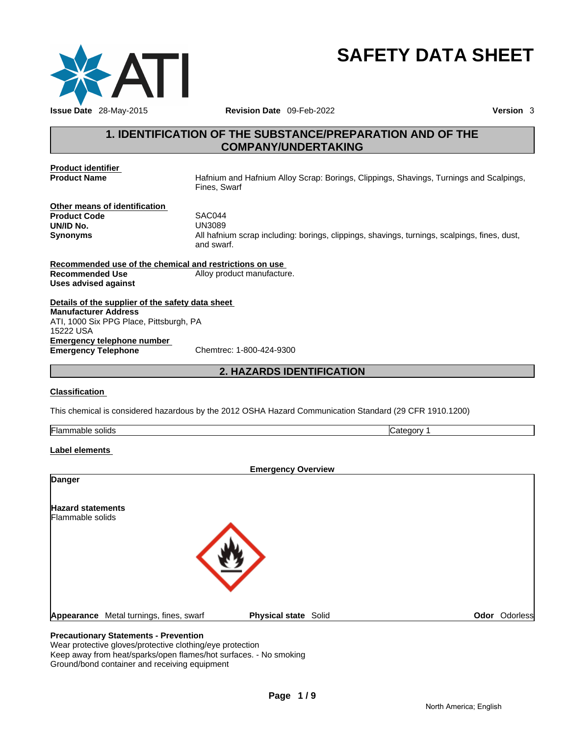# SAFETY DATA SHEET

**Issue Date** 28-May-2015 **Revision Date** 09-Feb-2022 **Version** 3

## 1. IDENTIFICATION OF THE SUBSTANCE/PREPARATION AND OF THE COMPANY/UNDERTAKING

**Product identifier**

| | |
|---|---|
| **Product Name** | Hafnium and Hafnium Alloy Scrap: Borings, Clippings, Shavings, Turnings and Scalpings, Fines, Swarf |

**Other means of identification**

| | |
|---|---|
| **Product Code** | SAC044 |
| **UN/ID No.** | UN3089 |
| **Synonyms** | All hafnium scrap including: borings, clippings, shavings, turnings, scalpings, fines, dust, and swarf. |

**Recommended use of the chemical and restrictions on use**

| | |
|---|---|
| **Recommended Use** | Alloy product manufacture. |
| **Uses advised against** | |

**Details of the supplier of the safety data sheet**

**Manufacturer Address**
ATI, 1000 Six PPG Place, Pittsburgh, PA
15222 USA

**Emergency telephone number**

| | |
|---|---|
| **Emergency Telephone** | Chemtrec: 1-800-424-9300 |

## 2. HAZARDS IDENTIFICATION

**Classification**

This chemical is considered hazardous by the 2012 OSHA Hazard Communication Standard (29 CFR 1910.1200)

| | |
|---|---|
| Flammable solids | Category 1 |

**Label elements**

**Emergency Overview**

**Danger**

**Hazard statements**
Flammable solids

**Appearance** Metal turnings, fines, swarf **Physical state** Solid **Odor** Odorless

**Precautionary Statements - Prevention**
Wear protective gloves/protective clothing/eye protection
Keep away from heat/sparks/open flames/hot surfaces. - No smoking
Ground/bond container and receiving equipment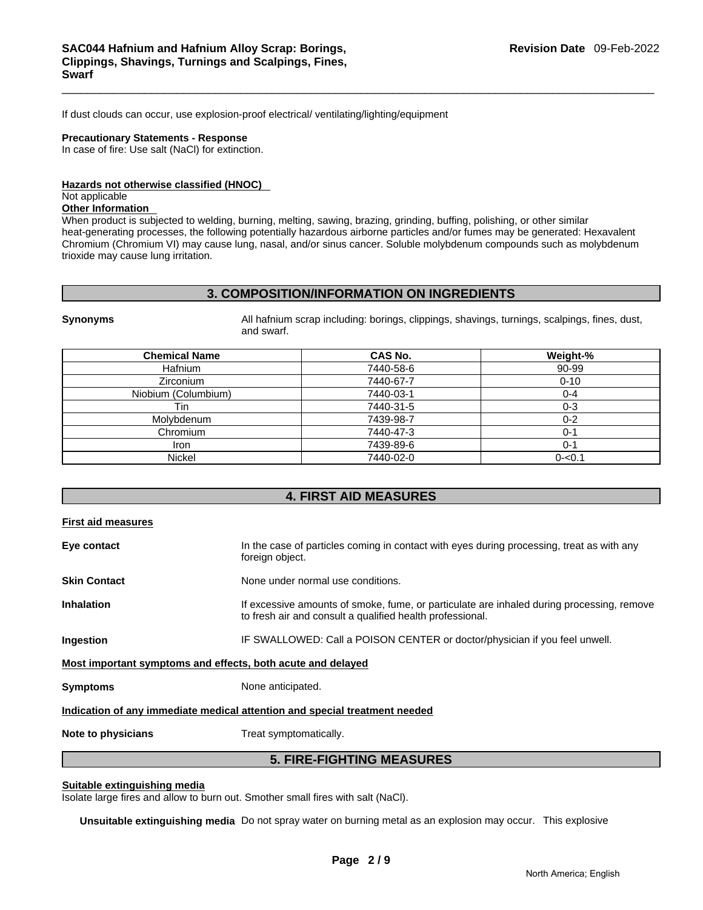If dust clouds can occur, use explosion-proof electrical/ ventilating/lighting/equipment

**Precautionary Statements - Response**
In case of fire: Use salt (NaCl) for extinction.

**Hazards not otherwise classified (HNOC)**
Not applicable

**Other Information**
When product is subjected to welding, burning, melting, sawing, brazing, grinding, buffing, polishing, or other similar heat-generating processes, the following potentially hazardous airborne particles and/or fumes may be generated: Hexavalent Chromium (Chromium VI) may cause lung, nasal, and/or sinus cancer. Soluble molybdenum compounds such as molybdenum trioxide may cause lung irritation.

## 3. COMPOSITION/INFORMATION ON INGREDIENTS

**Synonyms** All hafnium scrap including: borings, clippings, shavings, turnings, scalpings, fines, dust, and swarf.

| Chemical Name | CAS No. | Weight-% |
|---|---|---|
| Hafnium | 7440-58-6 | 90-99 |
| Zirconium | 7440-67-7 | 0-10 |
| Niobium (Columbium) | 7440-03-1 | 0-4 |
| Tin | 7440-31-5 | 0-3 |
| Molybdenum | 7439-98-7 | 0-2 |
| Chromium | 7440-47-3 | 0-1 |
| Iron | 7439-89-6 | 0-1 |
| Nickel | 7440-02-0 | 0-<0.1 |

## 4. FIRST AID MEASURES

**First aid measures**

**Eye contact** In the case of particles coming in contact with eyes during processing, treat as with any foreign object.

**Skin Contact** None under normal use conditions.

**Inhalation** If excessive amounts of smoke, fume, or particulate are inhaled during processing, remove to fresh air and consult a qualified health professional.

**Ingestion** IF SWALLOWED: Call a POISON CENTER or doctor/physician if you feel unwell.

**Most important symptoms and effects, both acute and delayed**

**Symptoms** None anticipated.

**Indication of any immediate medical attention and special treatment needed**

**Note to physicians** Treat symptomatically.

## 5. FIRE-FIGHTING MEASURES

**Suitable extinguishing media**
Isolate large fires and allow to burn out. Smother small fires with salt (NaCl).

**Unsuitable extinguishing media** Do not spray water on burning metal as an explosion may occur. This explosive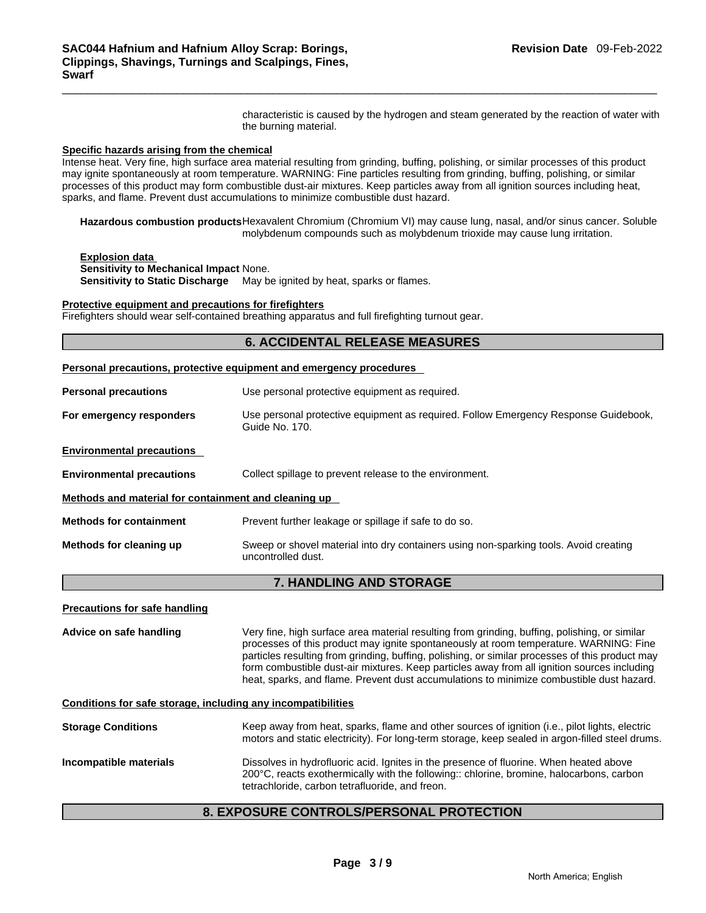characteristic is caused by the hydrogen and steam generated by the reaction of water with the burning material.

**Specific hazards arising from the chemical**

Intense heat. Very fine, high surface area material resulting from grinding, buffing, polishing, or similar processes of this product may ignite spontaneously at room temperature. WARNING: Fine particles resulting from grinding, buffing, polishing, or similar processes of this product may form combustible dust-air mixtures. Keep particles away from all ignition sources including heat, sparks, and flame. Prevent dust accumulations to minimize combustible dust hazard.

**Hazardous combustion products** Hexavalent Chromium (Chromium VI) may cause lung, nasal, and/or sinus cancer. Soluble molybdenum compounds such as molybdenum trioxide may cause lung irritation.

**Explosion data**

**Sensitivity to Mechanical Impact** None.

**Sensitivity to Static Discharge** May be ignited by heat, sparks or flames.

**Protective equipment and precautions for firefighters**

Firefighters should wear self-contained breathing apparatus and full firefighting turnout gear.

## 6. ACCIDENTAL RELEASE MEASURES

**Personal precautions, protective equipment and emergency procedures**

**Personal precautions** Use personal protective equipment as required.

**For emergency responders** Use personal protective equipment as required. Follow Emergency Response Guidebook, Guide No. 170.

**Environmental precautions**

**Environmental precautions** Collect spillage to prevent release to the environment.

**Methods and material for containment and cleaning up**

**Methods for containment** Prevent further leakage or spillage if safe to do so.

**Methods for cleaning up** Sweep or shovel material into dry containers using non-sparking tools. Avoid creating uncontrolled dust.

## 7. HANDLING AND STORAGE

**Precautions for safe handling**

**Advice on safe handling** Very fine, high surface area material resulting from grinding, buffing, polishing, or similar processes of this product may ignite spontaneously at room temperature. WARNING: Fine particles resulting from grinding, buffing, polishing, or similar processes of this product may form combustible dust-air mixtures. Keep particles away from all ignition sources including heat, sparks, and flame. Prevent dust accumulations to minimize combustible dust hazard.

**Conditions for safe storage, including any incompatibilities**

**Storage Conditions** Keep away from heat, sparks, flame and other sources of ignition (i.e., pilot lights, electric motors and static electricity). For long-term storage, keep sealed in argon-filled steel drums.

**Incompatible materials** Dissolves in hydrofluoric acid. Ignites in the presence of fluorine. When heated above 200°C, reacts exothermically with the following:: chlorine, bromine, halocarbons, carbon tetrachloride, carbon tetrafluoride, and freon.

## 8. EXPOSURE CONTROLS/PERSONAL PROTECTION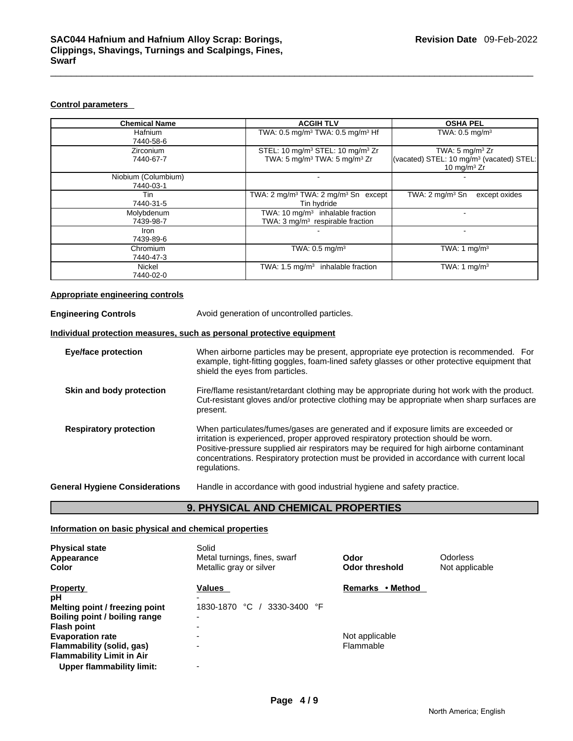**Control parameters**

| Chemical Name | ACGIH TLV | OSHA PEL |
|---|---|---|
| Hafnium<br>7440-58-6 | TWA: 0.5 mg/m³ TWA: 0.5 mg/m³ Hf | TWA: 0.5 mg/m³ |
| Zirconium<br>7440-67-7 | STEL: 10 mg/m³ STEL: 10 mg/m³ Zr<br>TWA: 5 mg/m³ TWA: 5 mg/m³ Zr | TWA: 5 mg/m³ Zr<br>(vacated) STEL: 10 mg/m³ (vacated) STEL: 10 mg/m³ Zr |
| Niobium (Columbium)<br>7440-03-1 | - | - |
| Tin<br>7440-31-5 | TWA: 2 mg/m³ TWA: 2 mg/m³ Sn except Tin hydride | TWA: 2 mg/m³ Sn except oxides |
| Molybdenum<br>7439-98-7 | TWA: 10 mg/m³ inhalable fraction<br>TWA: 3 mg/m³ respirable fraction | - |
| Iron<br>7439-89-6 | - | - |
| Chromium<br>7440-47-3 | TWA: 0.5 mg/m³ | TWA: 1 mg/m³ |
| Nickel<br>7440-02-0 | TWA: 1.5 mg/m³ inhalable fraction | TWA: 1 mg/m³ |

**Appropriate engineering controls**

**Engineering Controls** Avoid generation of uncontrolled particles.

**Individual protection measures, such as personal protective equipment**

**Eye/face protection** When airborne particles may be present, appropriate eye protection is recommended. For example, tight-fitting goggles, foam-lined safety glasses or other protective equipment that shield the eyes from particles.

**Skin and body protection** Fire/flame resistant/retardant clothing may be appropriate during hot work with the product. Cut-resistant gloves and/or protective clothing may be appropriate when sharp surfaces are present.

**Respiratory protection** When particulates/fumes/gases are generated and if exposure limits are exceeded or irritation is experienced, proper approved respiratory protection should be worn. Positive-pressure supplied air respirators may be required for high airborne contaminant concentrations. Respiratory protection must be provided in accordance with current local regulations.

**General Hygiene Considerations** Handle in accordance with good industrial hygiene and safety practice.

## 9. PHYSICAL AND CHEMICAL PROPERTIES

**Information on basic physical and chemical properties**

| | | | |
|---|---|---|---|
| **Physical state** | Solid | | |
| **Appearance** | Metal turnings, fines, swarf | **Odor** | Odorless |
| **Color** | Metallic gray or silver | **Odor threshold** | Not applicable |

| Property | Values | Remarks • Method |
|---|---|---|
| **pH** | - | |
| **Melting point / freezing point** | 1830-1870 °C / 3330-3400 °F | |
| **Boiling point / boiling range** | - | |
| **Flash point** | - | |
| **Evaporation rate** | - | Not applicable |
| **Flammability (solid, gas)** | - | Flammable |
| **Flammability Limit in Air** | | |
| **Upper flammability limit:** | - | |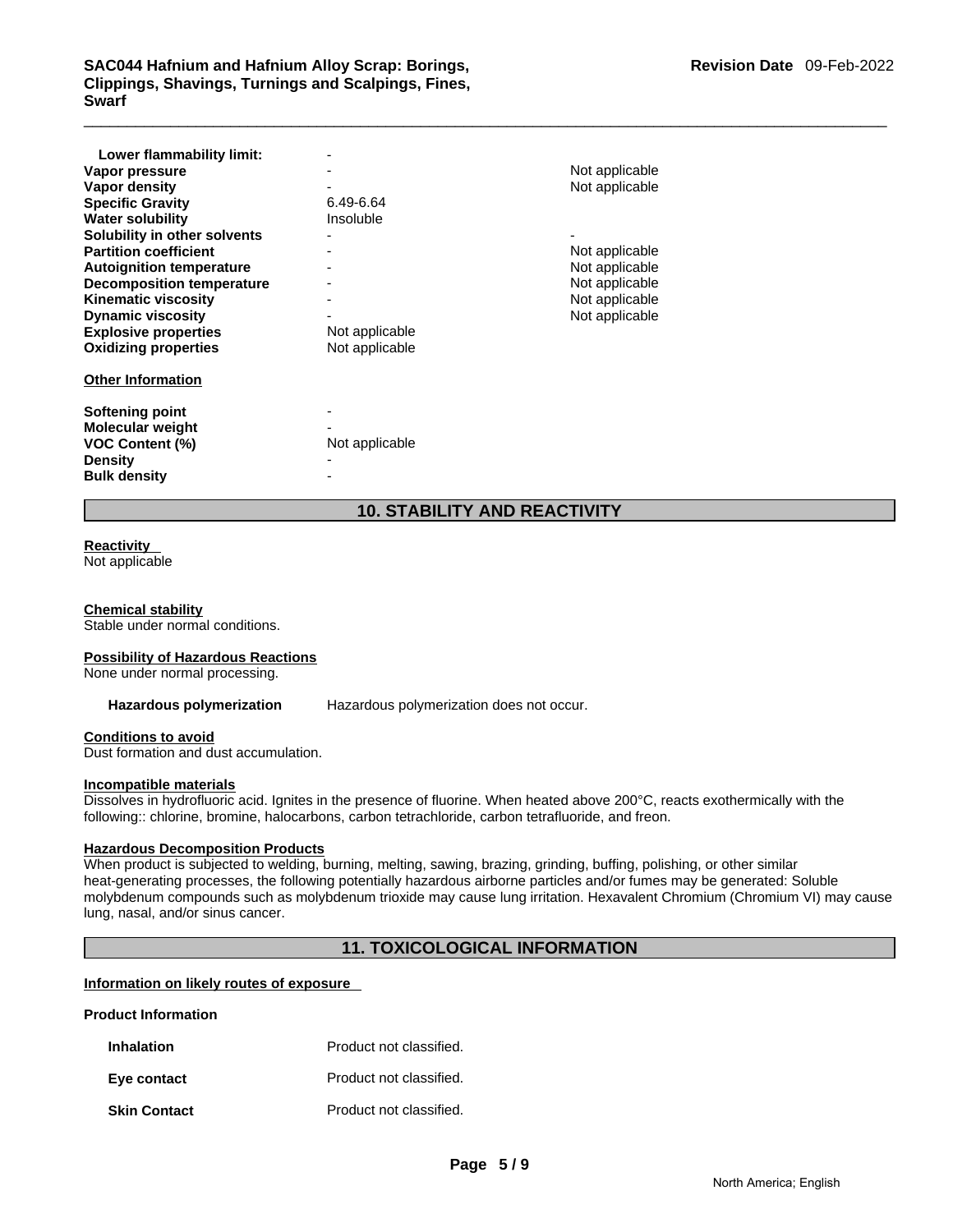| Property | Values | Remarks |
|---|---|---|
| **Lower flammability limit:** | - | |
| **Vapor pressure** | - | Not applicable |
| **Vapor density** | - | Not applicable |
| **Specific Gravity** | 6.49-6.64 | |
| **Water solubility** | Insoluble | |
| **Solubility in other solvents** | - | - |
| **Partition coefficient** | - | Not applicable |
| **Autoignition temperature** | - | Not applicable |
| **Decomposition temperature** | - | Not applicable |
| **Kinematic viscosity** | - | Not applicable |
| **Dynamic viscosity** | - | Not applicable |
| **Explosive properties** | Not applicable | |
| **Oxidizing properties** | Not applicable | |

**Other Information**

| Property | Values |
|---|---|
| **Softening point** | - |
| **Molecular weight** | - |
| **VOC Content (%)** | Not applicable |
| **Density** | - |
| **Bulk density** | - |

## 10. STABILITY AND REACTIVITY

**Reactivity**
Not applicable

**Chemical stability**
Stable under normal conditions.

**Possibility of Hazardous Reactions**
None under normal processing.

**Hazardous polymerization** Hazardous polymerization does not occur.

**Conditions to avoid**
Dust formation and dust accumulation.

**Incompatible materials**
Dissolves in hydrofluoric acid. Ignites in the presence of fluorine. When heated above 200°C, reacts exothermically with the following:: chlorine, bromine, halocarbons, carbon tetrachloride, carbon tetrafluoride, and freon.

**Hazardous Decomposition Products**
When product is subjected to welding, burning, melting, sawing, brazing, grinding, buffing, polishing, or other similar heat-generating processes, the following potentially hazardous airborne particles and/or fumes may be generated: Soluble molybdenum compounds such as molybdenum trioxide may cause lung irritation. Hexavalent Chromium (Chromium VI) may cause lung, nasal, and/or sinus cancer.

## 11. TOXICOLOGICAL INFORMATION

**Information on likely routes of exposure**

**Product Information**

| | |
|---|---|
| **Inhalation** | Product not classified. |
| **Eye contact** | Product not classified. |
| **Skin Contact** | Product not classified. |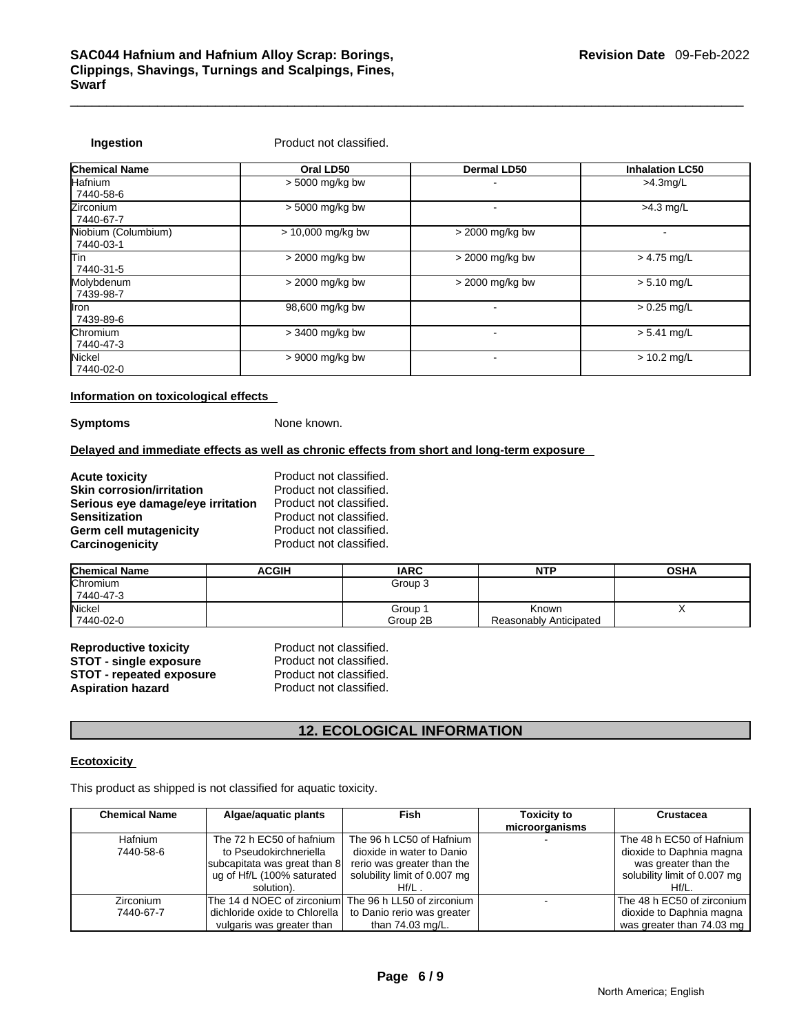**Ingestion** Product not classified.

| Chemical Name | Oral LD50 | Dermal LD50 | Inhalation LC50 |
|---|---|---|---|
| Hafnium 7440-58-6 | > 5000 mg/kg bw | - | >4.3mg/L |
| Zirconium 7440-67-7 | > 5000 mg/kg bw | - | >4.3 mg/L |
| Niobium (Columbium) 7440-03-1 | > 10,000 mg/kg bw | > 2000 mg/kg bw | - |
| Tin 7440-31-5 | > 2000 mg/kg bw | > 2000 mg/kg bw | > 4.75 mg/L |
| Molybdenum 7439-98-7 | > 2000 mg/kg bw | > 2000 mg/kg bw | > 5.10 mg/L |
| Iron 7439-89-6 | 98,600 mg/kg bw | - | > 0.25 mg/L |
| Chromium 7440-47-3 | > 3400 mg/kg bw | - | > 5.41 mg/L |
| Nickel 7440-02-0 | > 9000 mg/kg bw | - | > 10.2 mg/L |

**Information on toxicological effects**

**Symptoms** None known.

**Delayed and immediate effects as well as chronic effects from short and long-term exposure**

**Acute toxicity** Product not classified.
**Skin corrosion/irritation** Product not classified.
**Serious eye damage/eye irritation** Product not classified.
**Sensitization** Product not classified.
**Germ cell mutagenicity** Product not classified.
**Carcinogenicity** Product not classified.

| Chemical Name | ACGIH | IARC | NTP | OSHA |
|---|---|---|---|---|
| Chromium 7440-47-3 | | Group 3 | | |
| Nickel 7440-02-0 | | Group 1 Group 2B | Known Reasonably Anticipated | X |

**Reproductive toxicity** Product not classified.
**STOT - single exposure** Product not classified.
**STOT - repeated exposure** Product not classified.
**Aspiration hazard** Product not classified.

## 12. ECOLOGICAL INFORMATION

**Ecotoxicity**

This product as shipped is not classified for aquatic toxicity.

| Chemical Name | Algae/aquatic plants | Fish | Toxicity to microorganisms | Crustacea |
|---|---|---|---|---|
| Hafnium 7440-58-6 | The 72 h EC50 of hafnium to Pseudokirchneriella subcapitata was great than 8 ug of Hf/L (100% saturated solution). | The 96 h LC50 of Hafnium dioxide in water to Danio rerio was greater than the solubility limit of 0.007 mg Hf/L . | - | The 48 h EC50 of Hafnium dioxide to Daphnia magna was greater than the solubility limit of 0.007 mg Hf/L. |
| Zirconium 7440-67-7 | The 14 d NOEC of zirconium dichloride oxide to Chlorella vulgaris was greater than | The 96 h LL50 of zirconium to Danio rerio was greater than 74.03 mg/L. | - | The 48 h EC50 of zirconium dioxide to Daphnia magna was greater than 74.03 mg |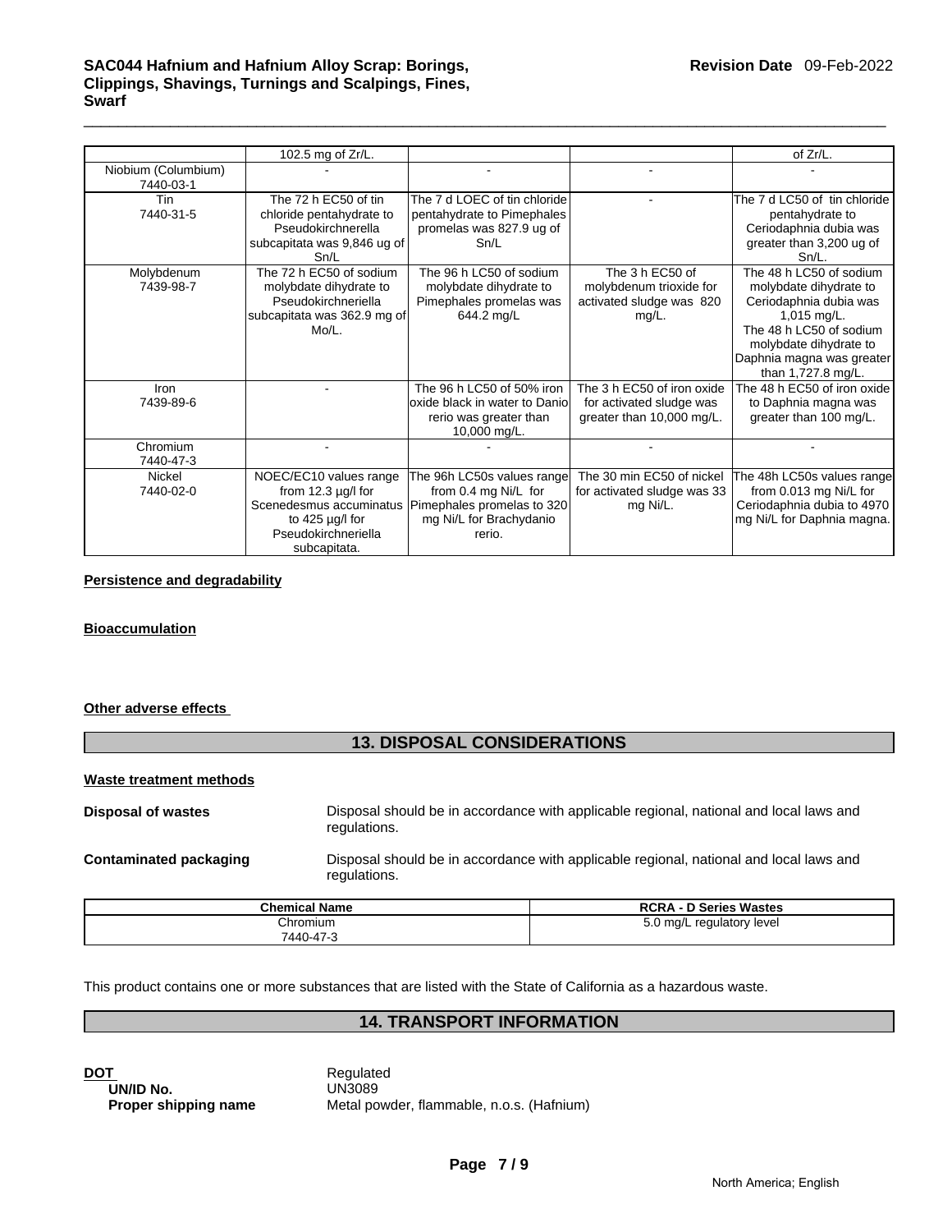|  | 102.5 mg of Zr/L. |  |  | of Zr/L. |
| --- | --- | --- | --- | --- |
| Niobium (Columbium) 7440-03-1 | - | - | - | - |
| Tin 7440-31-5 | The 72 h EC50 of tin chloride pentahydrate to Pseudokirchnerella subcapitata was 9,846 ug of Sn/L | The 7 d LOEC of tin chloride pentahydrate to Pimephales promelas was 827.9 ug of Sn/L | - | The 7 d LC50 of tin chloride pentahydrate to Ceriodaphnia dubia was greater than 3,200 ug of Sn/L. |
| Molybdenum 7439-98-7 | The 72 h EC50 of sodium molybdate dihydrate to Pseudokirchneriella subcapitata was 362.9 mg of Mo/L. | The 96 h LC50 of sodium molybdate dihydrate to Pimephales promelas was 644.2 mg/L | The 3 h EC50 of molybdenum trioxide for activated sludge was 820 mg/L. | The 48 h LC50 of sodium molybdate dihydrate to Ceriodaphnia dubia was 1,015 mg/L. The 48 h LC50 of sodium molybdate dihydrate to Daphnia magna was greater than 1,727.8 mg/L. |
| Iron 7439-89-6 | - | The 96 h LC50 of 50% iron oxide black in water to Danio rerio was greater than 10,000 mg/L. | The 3 h EC50 of iron oxide for activated sludge was greater than 10,000 mg/L. | The 48 h EC50 of iron oxide to Daphnia magna was greater than 100 mg/L. |
| Chromium 7440-47-3 | - | - | - | - |
| Nickel 7440-02-0 | NOEC/EC10 values range from 12.3 µg/l for Scenedesmus accuminatus to 425 µg/l for Pseudokirchneriella subcapitata. | The 96h LC50s values range from 0.4 mg Ni/L for Pimephales promelas to 320 mg Ni/L for Brachydanio rerio. | The 30 min EC50 of nickel for activated sludge was 33 mg Ni/L. | The 48h LC50s values range from 0.013 mg Ni/L for Ceriodaphnia dubia to 4970 mg Ni/L for Daphnia magna. |

**Persistence and degradability**

**Bioaccumulation**

**Other adverse effects**

## 13. DISPOSAL CONSIDERATIONS

**Waste treatment methods**

**Disposal of wastes** Disposal should be in accordance with applicable regional, national and local laws and regulations.

**Contaminated packaging** Disposal should be in accordance with applicable regional, national and local laws and regulations.

| Chemical Name | RCRA - D Series Wastes |
| --- | --- |
| Chromium 7440-47-3 | 5.0 mg/L regulatory level |

This product contains one or more substances that are listed with the State of California as a hazardous waste.

## 14. TRANSPORT INFORMATION

**DOT** Regulated
**UN/ID No.** UN3089
**Proper shipping name** Metal powder, flammable, n.o.s. (Hafnium)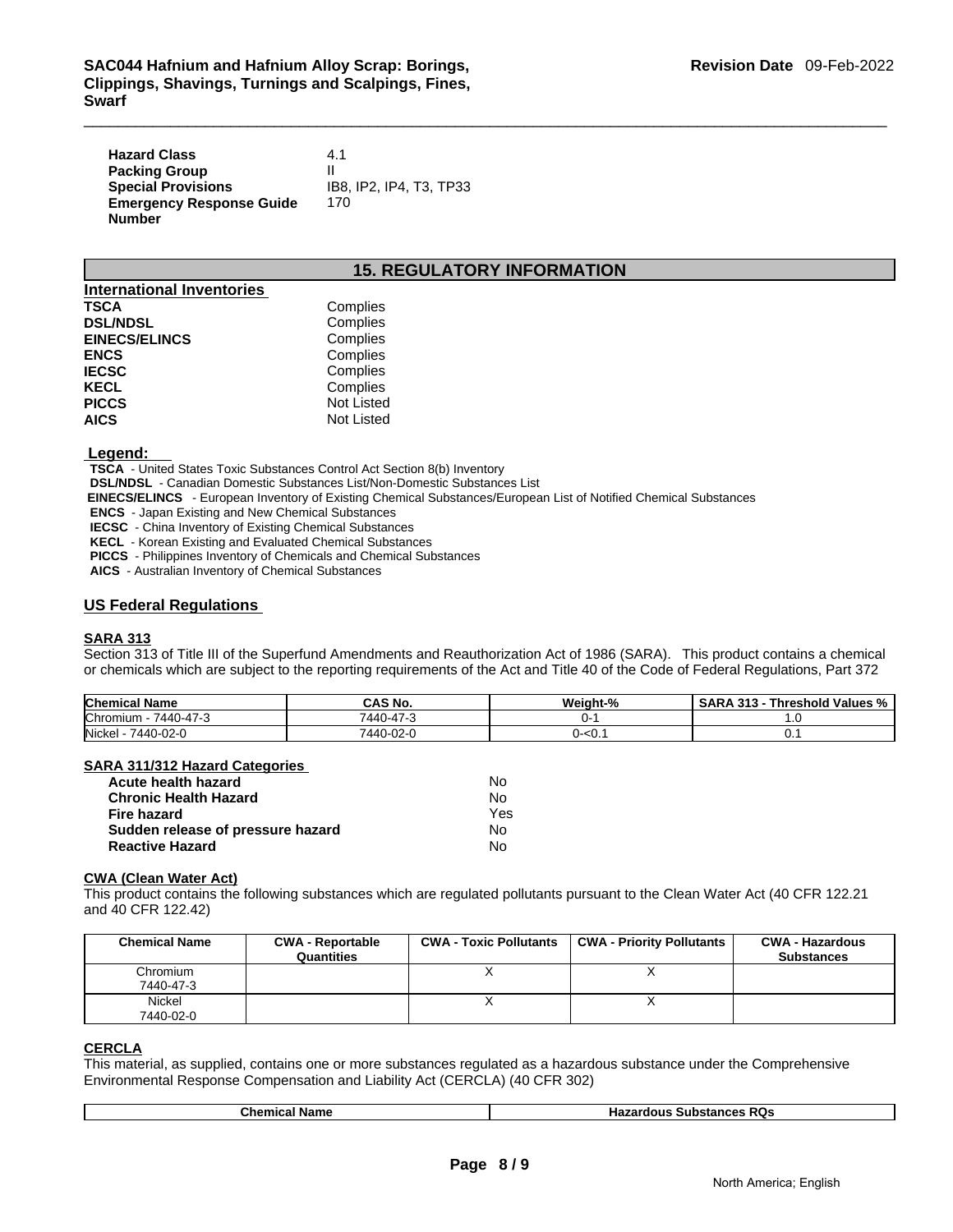| | |
|---|---|
| **Hazard Class** | 4.1 |
| **Packing Group** | II |
| **Special Provisions** | IB8, IP2, IP4, T3, TP33 |
| **Emergency Response Guide Number** | 170 |

## 15. REGULATORY INFORMATION

**International Inventories**

| | |
|---|---|
| **TSCA** | Complies |
| **DSL/NDSL** | Complies |
| **EINECS/ELINCS** | Complies |
| **ENCS** | Complies |
| **IECSC** | Complies |
| **KECL** | Complies |
| **PICCS** | Not Listed |
| **AICS** | Not Listed |

**Legend:**

**TSCA** - United States Toxic Substances Control Act Section 8(b) Inventory
**DSL/NDSL** - Canadian Domestic Substances List/Non-Domestic Substances List
**EINECS/ELINCS** - European Inventory of Existing Chemical Substances/European List of Notified Chemical Substances
**ENCS** - Japan Existing and New Chemical Substances
**IECSC** - China Inventory of Existing Chemical Substances
**KECL** - Korean Existing and Evaluated Chemical Substances
**PICCS** - Philippines Inventory of Chemicals and Chemical Substances
**AICS** - Australian Inventory of Chemical Substances

### US Federal Regulations

**SARA 313**

Section 313 of Title III of the Superfund Amendments and Reauthorization Act of 1986 (SARA). This product contains a chemical or chemicals which are subject to the reporting requirements of the Act and Title 40 of the Code of Federal Regulations, Part 372

| Chemical Name | CAS No. | Weight-% | SARA 313 - Threshold Values % |
|---|---|---|---|
| Chromium - 7440-47-3 | 7440-47-3 | 0-1 | 1.0 |
| Nickel - 7440-02-0 | 7440-02-0 | 0-<0.1 | 0.1 |

**SARA 311/312 Hazard Categories**

| | |
|---|---|
| **Acute health hazard** | No |
| **Chronic Health Hazard** | No |
| **Fire hazard** | Yes |
| **Sudden release of pressure hazard** | No |
| **Reactive Hazard** | No |

**CWA (Clean Water Act)**

This product contains the following substances which are regulated pollutants pursuant to the Clean Water Act (40 CFR 122.21 and 40 CFR 122.42)

| Chemical Name | CWA - Reportable Quantities | CWA - Toxic Pollutants | CWA - Priority Pollutants | CWA - Hazardous Substances |
|---|---|---|---|---|
| Chromium 7440-47-3 | | X | X | |
| Nickel 7440-02-0 | | X | X | |

**CERCLA**

This material, as supplied, contains one or more substances regulated as a hazardous substance under the Comprehensive Environmental Response Compensation and Liability Act (CERCLA) (40 CFR 302)

| Chemical Name | Hazardous Substances RQs |
|---|---|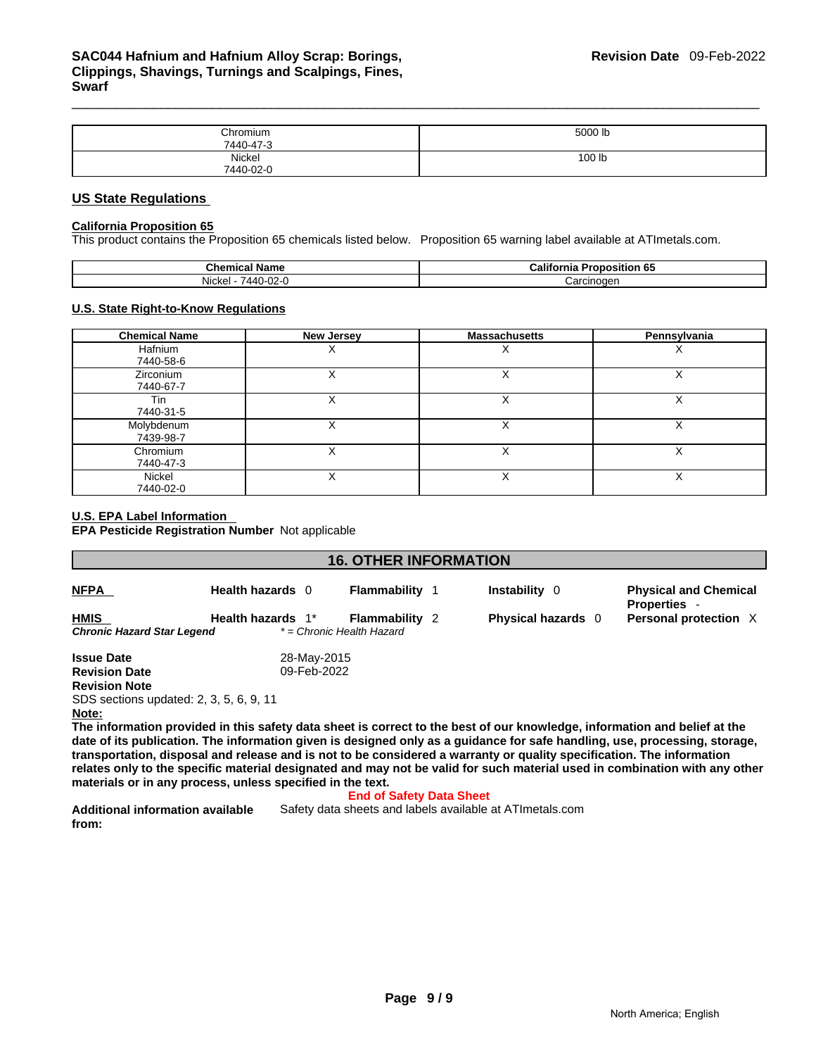| | |
|---|---|
| Chromium<br>7440-47-3 | 5000 lb |
| Nickel<br>7440-02-0 | 100 lb |

## US State Regulations

### California Proposition 65

This product contains the Proposition 65 chemicals listed below. Proposition 65 warning label available at ATImetals.com.

| Chemical Name | California Proposition 65 |
|---|---|
| Nickel - 7440-02-0 | Carcinogen |

### U.S. State Right-to-Know Regulations

| Chemical Name | New Jersey | Massachusetts | Pennsylvania |
|---|---|---|---|
| Hafnium<br>7440-58-6 | X | X | X |
| Zirconium<br>7440-67-7 | X | X | X |
| Tin<br>7440-31-5 | X | X | X |
| Molybdenum<br>7439-98-7 | X | X | X |
| Chromium<br>7440-47-3 | X | X | X |
| Nickel<br>7440-02-0 | X | X | X |

### U.S. EPA Label Information

**EPA Pesticide Registration Number** Not applicable

## 16. OTHER INFORMATION

| | | | | |
|---|---|---|---|---|
| **NFPA** | **Health hazards** 0 | **Flammability** 1 | **Instability** 0 | **Physical and Chemical Properties** - |
| **HMIS** | **Health hazards** 1* | **Flammability** 2 | **Physical hazards** 0 | **Personal protection** X |

***Chronic Hazard Star Legend*** *\* = Chronic Health Hazard*

**Issue Date** 28-May-2015
**Revision Date** 09-Feb-2022
**Revision Note**
SDS sections updated: 2, 3, 5, 6, 9, 11

**Note:**

**The information provided in this safety data sheet is correct to the best of our knowledge, information and belief at the date of its publication. The information given is designed only as a guidance for safe handling, use, processing, storage, transportation, disposal and release and is not to be considered a warranty or quality specification. The information relates only to the specific material designated and may not be valid for such material used in combination with any other materials or in any process, unless specified in the text.**

**End of Safety Data Sheet**

**Additional information available from:** Safety data sheets and labels available at ATImetals.com